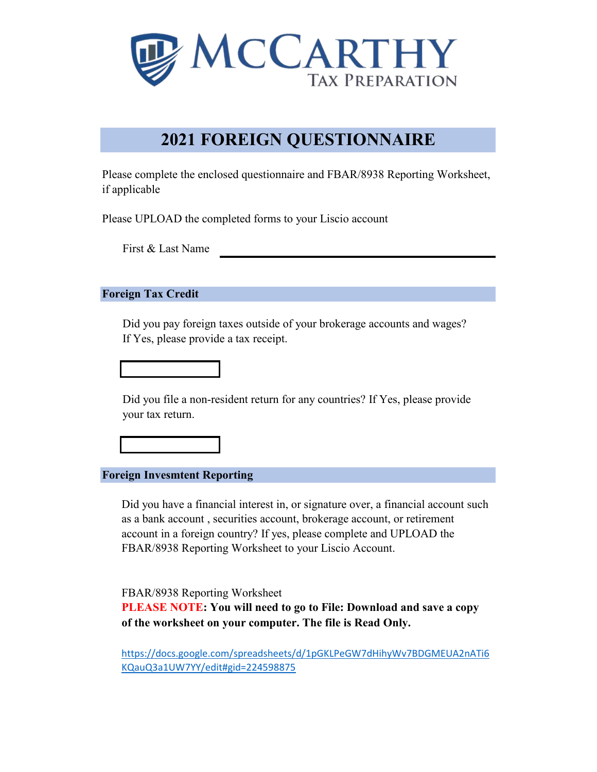# McCarthy Tax Preparation

## 2021 FOREIGN QUESTIONNAIRE

Please complete the enclosed questionnaire and FBAR/8938 Reporting Worksheet, if applicable

Please UPLOAD the completed forms to your Liscio account

First & Last Name ______________________________

### Foreign Tax Credit

Did you pay foreign taxes outside of your brokerage accounts and wages? If Yes, please provide a tax receipt.

[ ]

Did you file a non-resident return for any countries? If Yes, please provide your tax return.

[ ]

### Foreign Invesmtent Reporting

Did you have a financial interest in, or signature over, a financial account such as a bank account , securities account, brokerage account, or retirement account in a foreign country? If yes, please complete and UPLOAD the FBAR/8938 Reporting Worksheet to your Liscio Account.

FBAR/8938 Reporting Worksheet
**PLEASE NOTE: You will need to go to File: Download and save a copy of the worksheet on your computer. The file is Read Only.**

https://docs.google.com/spreadsheets/d/1pGKLPeGW7dHihyWv7BDGMEUA2nATi6KQauQ3a1UW7YY/edit#gid=224598875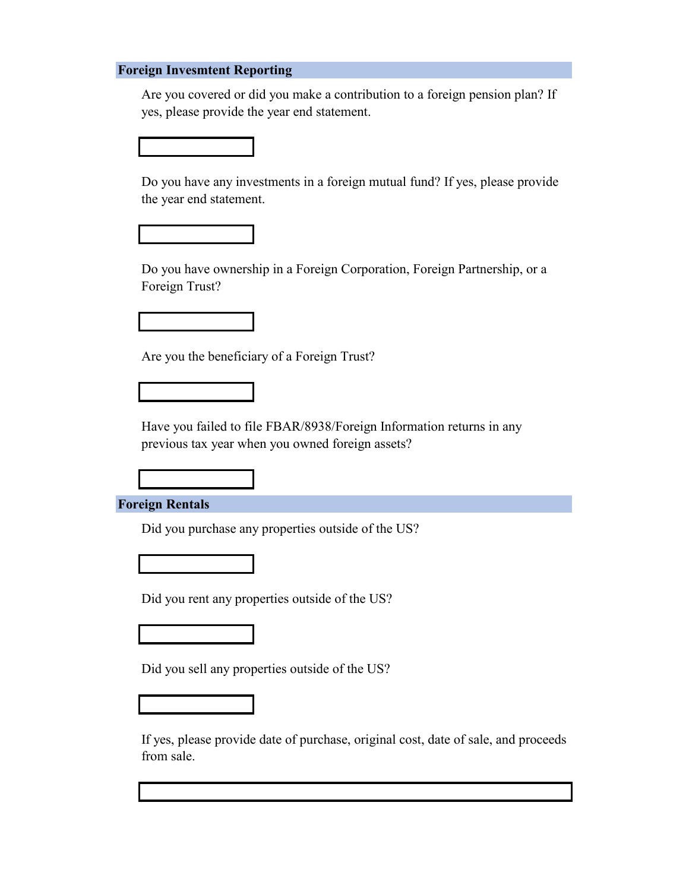## Foreign Invesmtent Reporting

Are you covered or did you make a contribution to a foreign pension plan? If yes, please provide the year end statement.

Do you have any investments in a foreign mutual fund? If yes, please provide the year end statement.

Do you have ownership in a Foreign Corporation, Foreign Partnership, or a Foreign Trust?

Are you the beneficiary of a Foreign Trust?

Have you failed to file FBAR/8938/Foreign Information returns in any previous tax year when you owned foreign assets?

## Foreign Rentals

Did you purchase any properties outside of the US?

Did you rent any properties outside of the US?

Did you sell any properties outside of the US?

If yes, please provide date of purchase, original cost, date of sale, and proceeds from sale.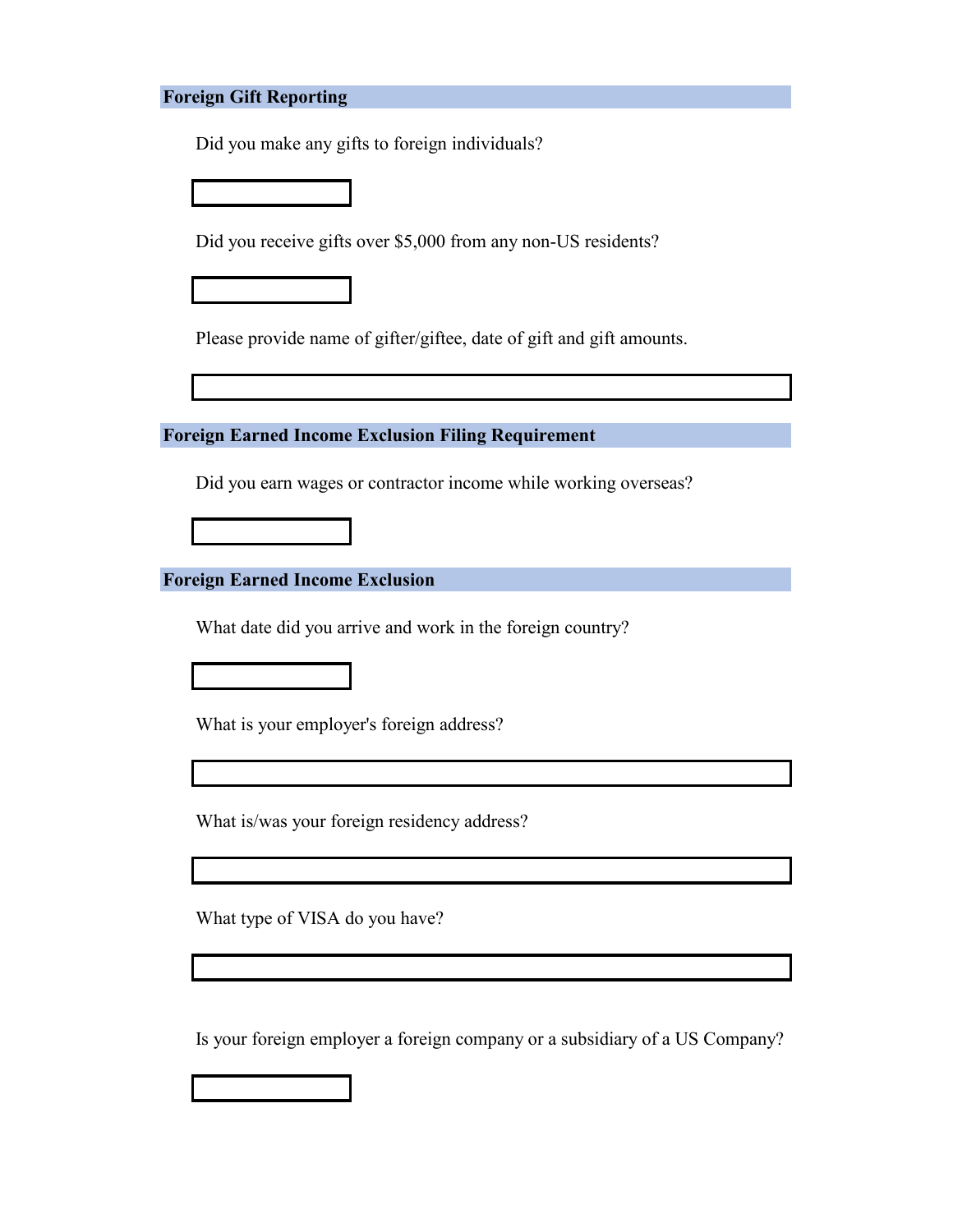## Foreign Gift Reporting

Did you make any gifts to foreign individuals?

Did you receive gifts over $5,000 from any non-US residents?

Please provide name of gifter/giftee, date of gift and gift amounts.

## Foreign Earned Income Exclusion Filing Requirement

Did you earn wages or contractor income while working overseas?

## Foreign Earned Income Exclusion

What date did you arrive and work in the foreign country?

What is your employer's foreign address?

What is/was your foreign residency address?

What type of VISA do you have?

Is your foreign employer a foreign company or a subsidiary of a US Company?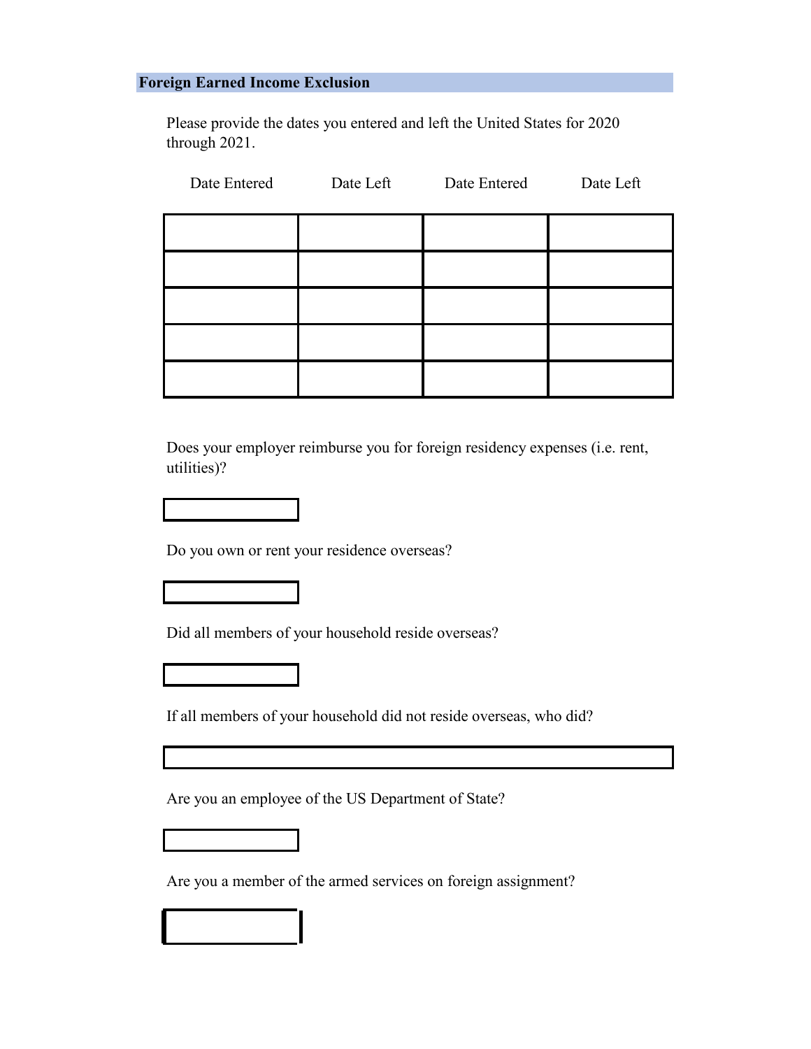## Foreign Earned Income Exclusion

Please provide the dates you entered and left the United States for 2020 through 2021.

| Date Entered | Date Left | Date Entered | Date Left |
| --- | --- | --- | --- |
| | | | |
| | | | |
| | | | |
| | | | |
| | | | |

Does your employer reimburse you for foreign residency expenses (i.e. rent, utilities)?

Do you own or rent your residence overseas?

Did all members of your household reside overseas?

If all members of your household did not reside overseas, who did?

Are you an employee of the US Department of State?

Are you a member of the armed services on foreign assignment?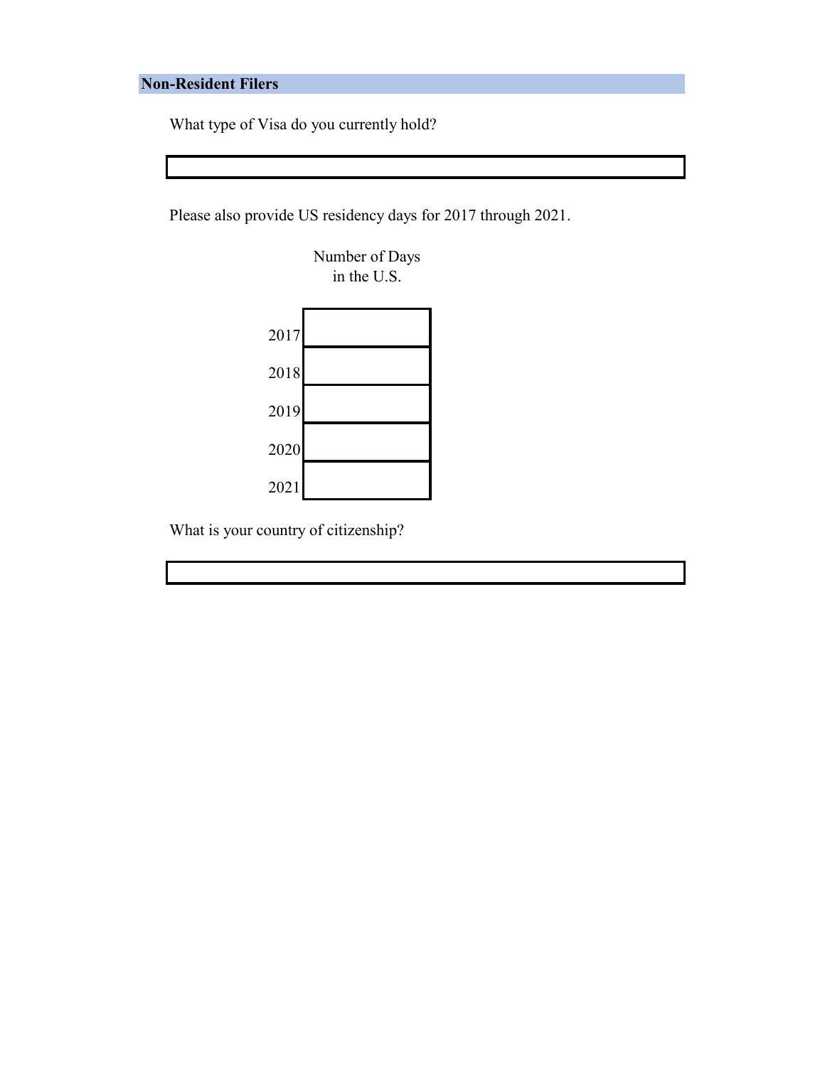## Non-Resident Filers

What type of Visa do you currently hold?

Please also provide US residency days for 2017 through 2021.

| | Number of Days in the U.S. |
|---|---|
| 2017 | |
| 2018 | |
| 2019 | |
| 2020 | |
| 2021 | |

What is your country of citizenship?